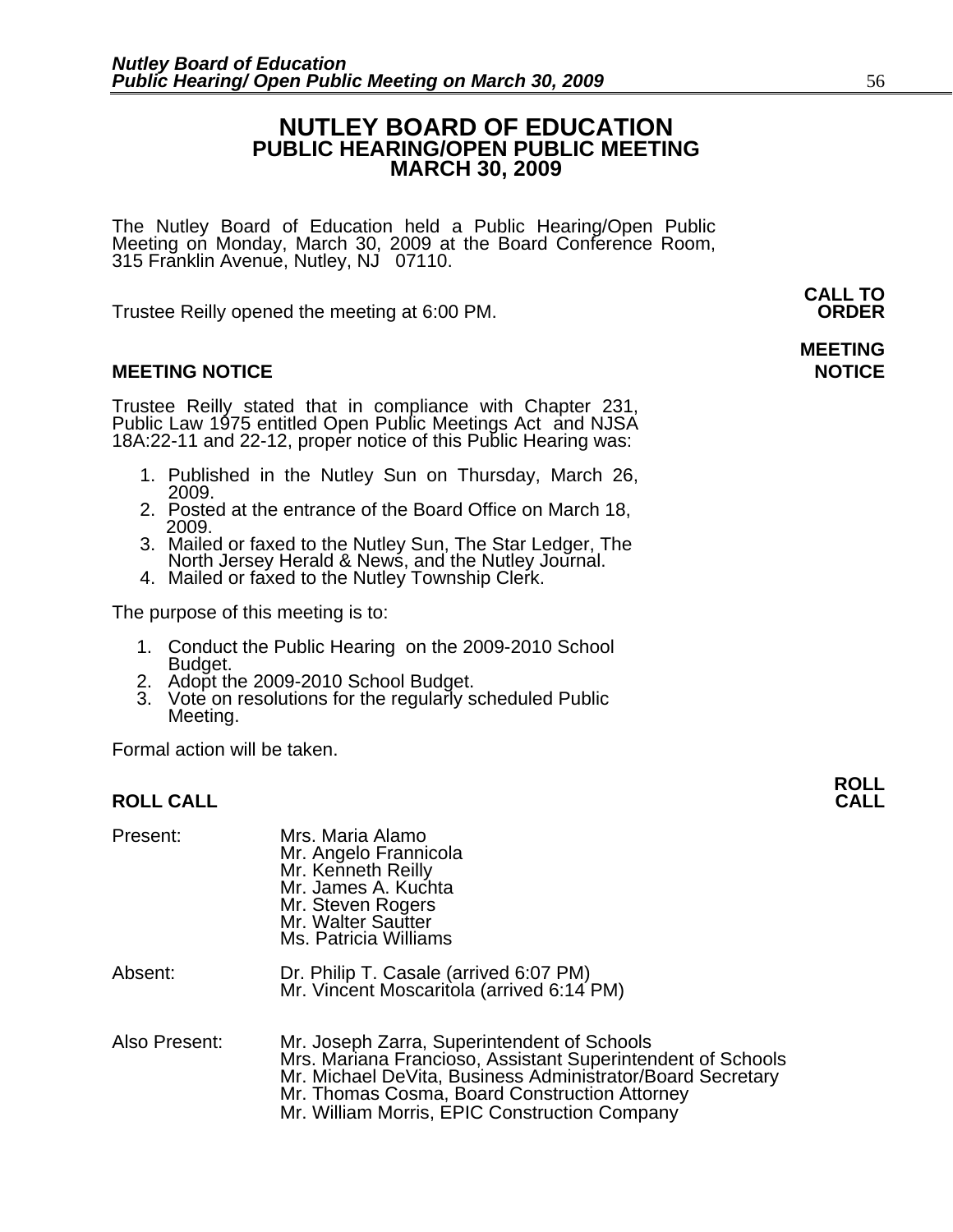# NUTLEY BOARD OF EDUCATION
## PUBLIC HEARING/OPEN PUBLIC MEETING
## MARCH 30, 2009

The Nutley Board of Education held a Public Hearing/Open Public Meeting on Monday, March 30, 2009 at the Board Conference Room, 315 Franklin Avenue, Nutley, NJ 07110.

**CALL TO ORDER**

Trustee Reilly opened the meeting at 6:00 PM.

**MEETING NOTICE**

Trustee Reilly stated that in compliance with Chapter 231, Public Law 1975 entitled Open Public Meetings Act and NJSA 18A:22-11 and 22-12, proper notice of this Public Hearing was:

1. Published in the Nutley Sun on Thursday, March 26, 2009.
2. Posted at the entrance of the Board Office on March 18, 2009.
3. Mailed or faxed to the Nutley Sun, The Star Ledger, The North Jersey Herald & News, and the Nutley Journal.
4. Mailed or faxed to the Nutley Township Clerk.

The purpose of this meeting is to:

1. Conduct the Public Hearing on the 2009-2010 School Budget.
2. Adopt the 2009-2010 School Budget.
3. Vote on resolutions for the regularly scheduled Public Meeting.

Formal action will be taken.

**ROLL CALL**

Present:
- Mrs. Maria Alamo
- Mr. Angelo Frannicola
- Mr. Kenneth Reilly
- Mr. James A. Kuchta
- Mr. Steven Rogers
- Mr. Walter Sautter
- Ms. Patricia Williams

Absent:
- Dr. Philip T. Casale (arrived 6:07 PM)
- Mr. Vincent Moscaritola (arrived 6:14 PM)

Also Present:
- Mr. Joseph Zarra, Superintendent of Schools
- Mrs. Mariana Francioso, Assistant Superintendent of Schools
- Mr. Michael DeVita, Business Administrator/Board Secretary
- Mr. Thomas Cosma, Board Construction Attorney
- Mr. William Morris, EPIC Construction Company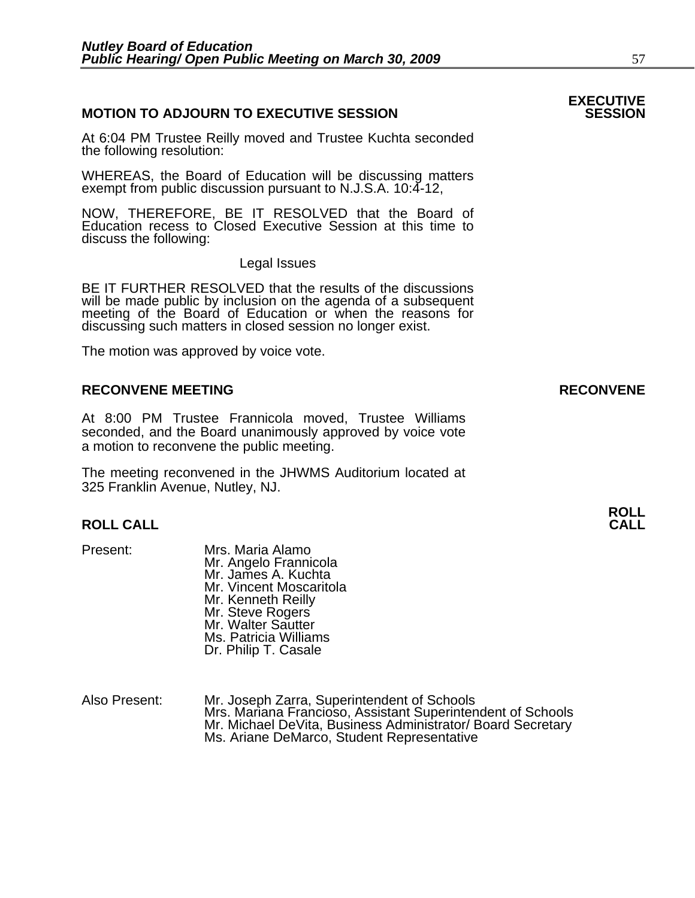## MOTION TO ADJOURN TO EXECUTIVE SESSION

**EXECUTIVE SESSION**

At 6:04 PM Trustee Reilly moved and Trustee Kuchta seconded the following resolution:

WHEREAS, the Board of Education will be discussing matters exempt from public discussion pursuant to N.J.S.A. 10:4-12,

NOW, THEREFORE, BE IT RESOLVED that the Board of Education recess to Closed Executive Session at this time to discuss the following:

Legal Issues

BE IT FURTHER RESOLVED that the results of the discussions will be made public by inclusion on the agenda of a subsequent meeting of the Board of Education or when the reasons for discussing such matters in closed session no longer exist.

The motion was approved by voice vote.

## RECONVENE MEETING

**RECONVENE**

At 8:00 PM Trustee Frannicola moved, Trustee Williams seconded, and the Board unanimously approved by voice vote a motion to reconvene the public meeting.

The meeting reconvened in the JHWMS Auditorium located at 325 Franklin Avenue, Nutley, NJ.

## ROLL CALL

**ROLL CALL**

Present:
- Mrs. Maria Alamo
- Mr. Angelo Frannicola
- Mr. James A. Kuchta
- Mr. Vincent Moscaritola
- Mr. Kenneth Reilly
- Mr. Steve Rogers
- Mr. Walter Sautter
- Ms. Patricia Williams
- Dr. Philip T. Casale

Also Present:
- Mr. Joseph Zarra, Superintendent of Schools
- Mrs. Mariana Francioso, Assistant Superintendent of Schools
- Mr. Michael DeVita, Business Administrator/ Board Secretary
- Ms. Ariane DeMarco, Student Representative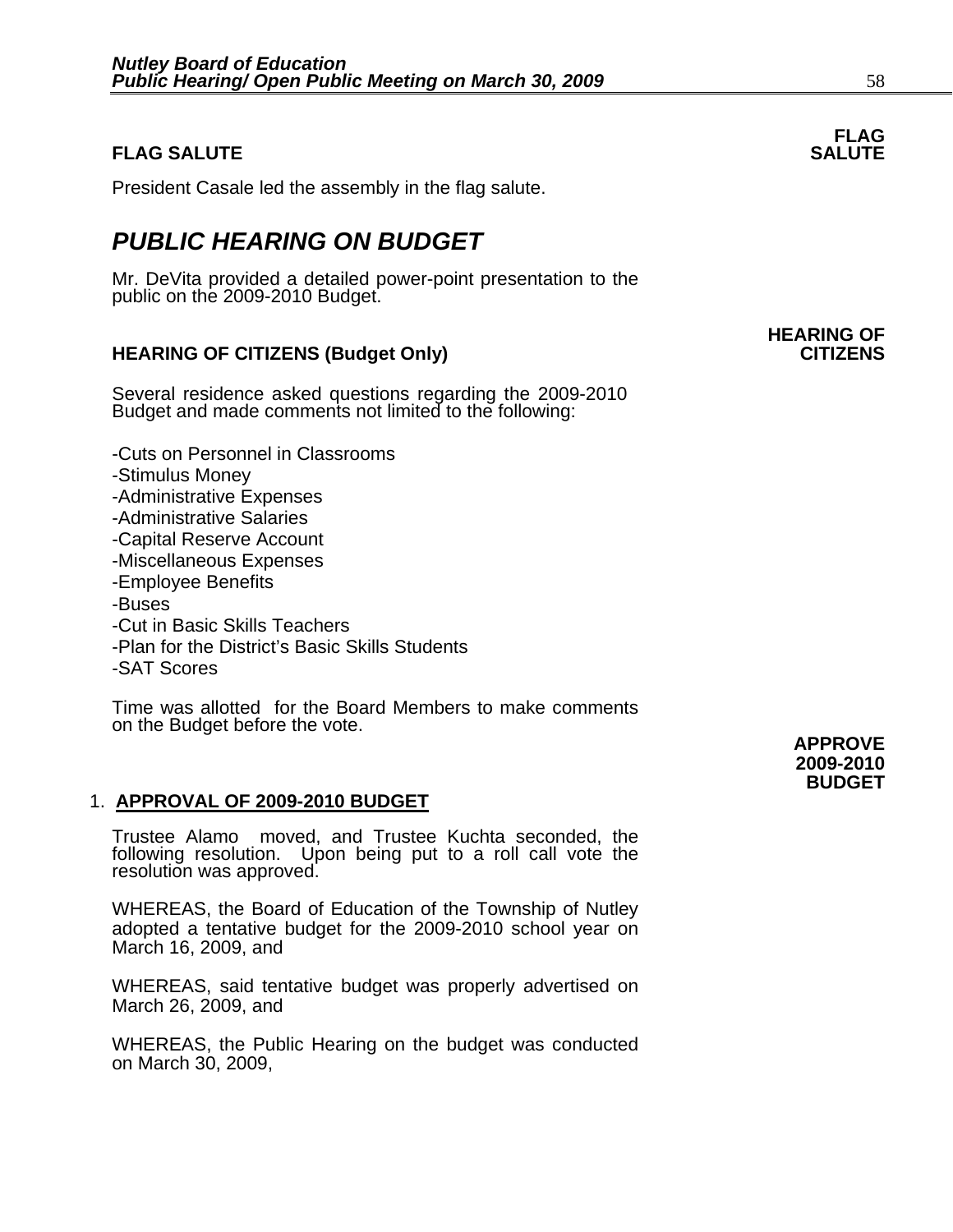**FLAG SALUTE**

**FLAG SALUTE**

President Casale led the assembly in the flag salute.

# *PUBLIC HEARING ON BUDGET*

Mr. DeVita provided a detailed power-point presentation to the public on the 2009-2010 Budget.

**HEARING OF CITIZENS**

**HEARING OF CITIZENS (Budget Only)**

Several residence asked questions regarding the 2009-2010 Budget and made comments not limited to the following:

-Cuts on Personnel in Classrooms
-Stimulus Money
-Administrative Expenses
-Administrative Salaries
-Capital Reserve Account
-Miscellaneous Expenses
-Employee Benefits
-Buses
-Cut in Basic Skills Teachers
-Plan for the District's Basic Skills Students
-SAT Scores

Time was allotted for the Board Members to make comments on the Budget before the vote.

**APPROVE 2009-2010 BUDGET**

1. **APPROVAL OF 2009-2010 BUDGET**

Trustee Alamo moved, and Trustee Kuchta seconded, the following resolution. Upon being put to a roll call vote the resolution was approved.

WHEREAS, the Board of Education of the Township of Nutley adopted a tentative budget for the 2009-2010 school year on March 16, 2009, and

WHEREAS, said tentative budget was properly advertised on March 26, 2009, and

WHEREAS, the Public Hearing on the budget was conducted on March 30, 2009,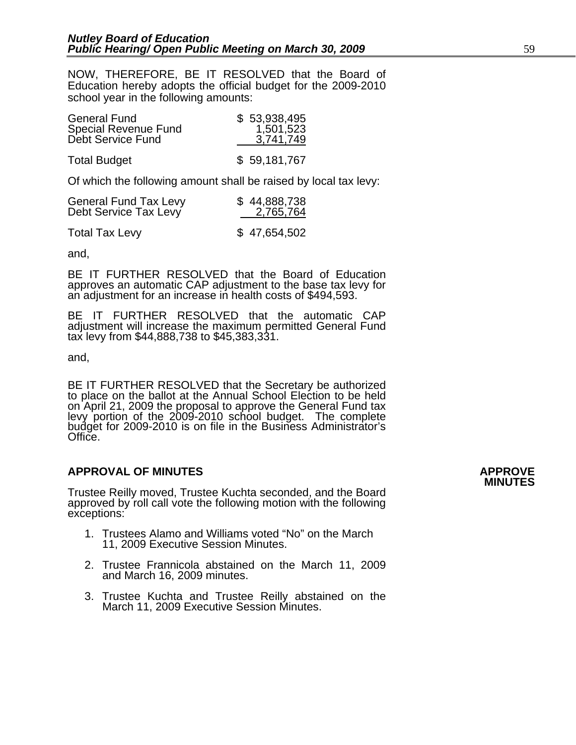NOW, THEREFORE, BE IT RESOLVED that the Board of Education hereby adopts the official budget for the 2009-2010 school year in the following amounts:

| | |
|---|---|
| General Fund | $ 53,938,495 |
| Special Revenue Fund | 1,501,523 |
| Debt Service Fund | 3,741,749 |
| Total Budget | $ 59,181,767 |

Of which the following amount shall be raised by local tax levy:

| | |
|---|---|
| General Fund Tax Levy | $ 44,888,738 |
| Debt Service Tax Levy | 2,765,764 |
| Total Tax Levy | $ 47,654,502 |

and,

BE IT FURTHER RESOLVED that the Board of Education approves an automatic CAP adjustment to the base tax levy for an adjustment for an increase in health costs of $494,593.

BE IT FURTHER RESOLVED that the automatic CAP adjustment will increase the maximum permitted General Fund tax levy from $44,888,738 to $45,383,331.

and,

BE IT FURTHER RESOLVED that the Secretary be authorized to place on the ballot at the Annual School Election to be held on April 21, 2009 the proposal to approve the General Fund tax levy portion of the 2009-2010 school budget. The complete budget for 2009-2010 is on file in the Business Administrator's Office.

**APPROVAL OF MINUTES**

**APPROVE MINUTES**

Trustee Reilly moved, Trustee Kuchta seconded, and the Board approved by roll call vote the following motion with the following exceptions:

1. Trustees Alamo and Williams voted "No" on the March 11, 2009 Executive Session Minutes.
2. Trustee Frannicola abstained on the March 11, 2009 and March 16, 2009 minutes.
3. Trustee Kuchta and Trustee Reilly abstained on the March 11, 2009 Executive Session Minutes.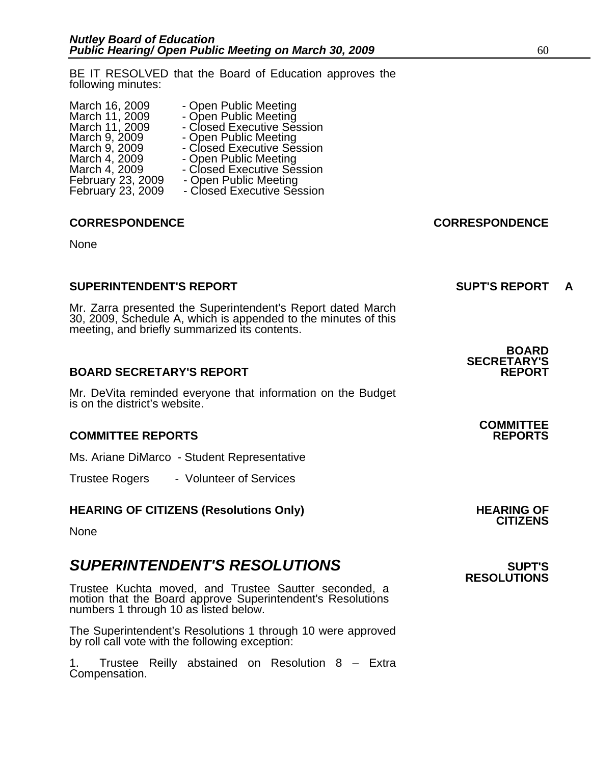BE IT RESOLVED that the Board of Education approves the following minutes:

March 16, 2009 - Open Public Meeting
March 11, 2009 - Open Public Meeting
March 11, 2009 - Closed Executive Session
March 9, 2009 - Open Public Meeting
March 9, 2009 - Closed Executive Session
March 4, 2009 - Open Public Meeting
March 4, 2009 - Closed Executive Session
February 23, 2009 - Open Public Meeting
February 23, 2009 - Closed Executive Session

**CORRESPONDENCE** **CORRESPONDENCE**

None

**SUPERINTENDENT'S REPORT** **SUPT'S REPORT A**

Mr. Zarra presented the Superintendent's Report dated March 30, 2009, Schedule A, which is appended to the minutes of this meeting, and briefly summarized its contents.

**BOARD SECRETARY'S REPORT** **BOARD SECRETARY'S REPORT**

Mr. DeVita reminded everyone that information on the Budget is on the district's website.

**COMMITTEE REPORTS** **COMMITTEE REPORTS**

Ms. Ariane DiMarco - Student Representative

Trustee Rogers - Volunteer of Services

**HEARING OF CITIZENS (Resolutions Only)** **HEARING OF CITIZENS**

None

## *SUPERINTENDENT'S RESOLUTIONS* **SUPT'S RESOLUTIONS**

Trustee Kuchta moved, and Trustee Sautter seconded, a motion that the Board approve Superintendent's Resolutions numbers 1 through 10 as listed below.

The Superintendent's Resolutions 1 through 10 were approved by roll call vote with the following exception:

1. Trustee Reilly abstained on Resolution 8 – Extra Compensation.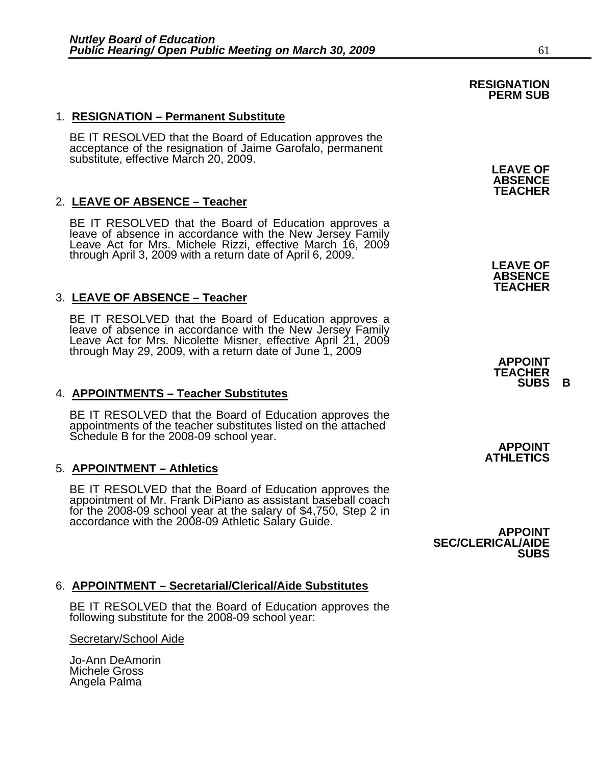**RESIGNATION PERM SUB**

1. **RESIGNATION – Permanent Substitute**

BE IT RESOLVED that the Board of Education approves the acceptance of the resignation of Jaime Garofalo, permanent substitute, effective March 20, 2009.

**LEAVE OF ABSENCE TEACHER**

2. **LEAVE OF ABSENCE – Teacher**

BE IT RESOLVED that the Board of Education approves a leave of absence in accordance with the New Jersey Family Leave Act for Mrs. Michele Rizzi, effective March 16, 2009 through April 3, 2009 with a return date of April 6, 2009.

**LEAVE OF ABSENCE TEACHER**

3. **LEAVE OF ABSENCE – Teacher**

BE IT RESOLVED that the Board of Education approves a leave of absence in accordance with the New Jersey Family Leave Act for Mrs. Nicolette Misner, effective April 21, 2009 through May 29, 2009, with a return date of June 1, 2009

**APPOINT TEACHER SUBS B**

4. **APPOINTMENTS – Teacher Substitutes**

BE IT RESOLVED that the Board of Education approves the appointments of the teacher substitutes listed on the attached Schedule B for the 2008-09 school year.

**APPOINT ATHLETICS**

5. **APPOINTMENT – Athletics**

BE IT RESOLVED that the Board of Education approves the appointment of Mr. Frank DiPiano as assistant baseball coach for the 2008-09 school year at the salary of $4,750, Step 2 in accordance with the 2008-09 Athletic Salary Guide.

**APPOINT SEC/CLERICAL/AIDE SUBS**

6. **APPOINTMENT – Secretarial/Clerical/Aide Substitutes**

BE IT RESOLVED that the Board of Education approves the following substitute for the 2008-09 school year:

Secretary/School Aide

Jo-Ann DeAmorin
Michele Gross
Angela Palma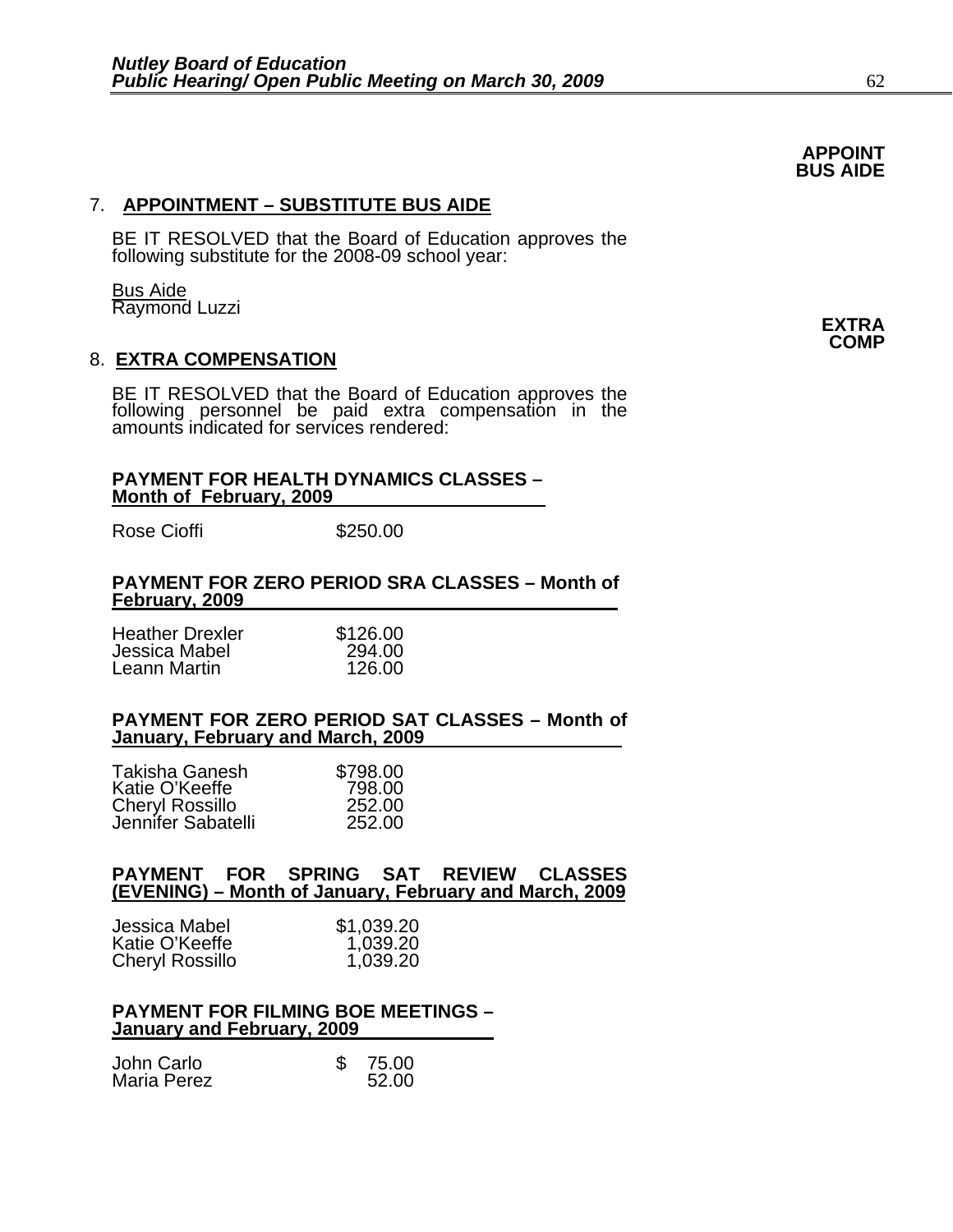**APPOINT BUS AIDE**

7. **APPOINTMENT – SUBSTITUTE BUS AIDE**

BE IT RESOLVED that the Board of Education approves the following substitute for the 2008-09 school year:

Bus Aide
Raymond Luzzi

**EXTRA COMP**

8. **EXTRA COMPENSATION**

BE IT RESOLVED that the Board of Education approves the following personnel be paid extra compensation in the amounts indicated for services rendered:

**PAYMENT FOR HEALTH DYNAMICS CLASSES – Month of February, 2009**

| | |
|---|---|
| Rose Cioffi | $250.00 |

**PAYMENT FOR ZERO PERIOD SRA CLASSES – Month of February, 2009**

| | |
|---|---|
| Heather Drexler | $126.00 |
| Jessica Mabel | 294.00 |
| Leann Martin | 126.00 |

**PAYMENT FOR ZERO PERIOD SAT CLASSES – Month of January, February and March, 2009**

| | |
|---|---|
| Takisha Ganesh | $798.00 |
| Katie O'Keeffe | 798.00 |
| Cheryl Rossillo | 252.00 |
| Jennifer Sabatelli | 252.00 |

**PAYMENT FOR SPRING SAT REVIEW CLASSES (EVENING) – Month of January, February and March, 2009**

| | |
|---|---|
| Jessica Mabel | $1,039.20 |
| Katie O'Keeffe | 1,039.20 |
| Cheryl Rossillo | 1,039.20 |

**PAYMENT FOR FILMING BOE MEETINGS – January and February, 2009**

| | |
|---|---|
| John Carlo | $ 75.00 |
| Maria Perez | 52.00 |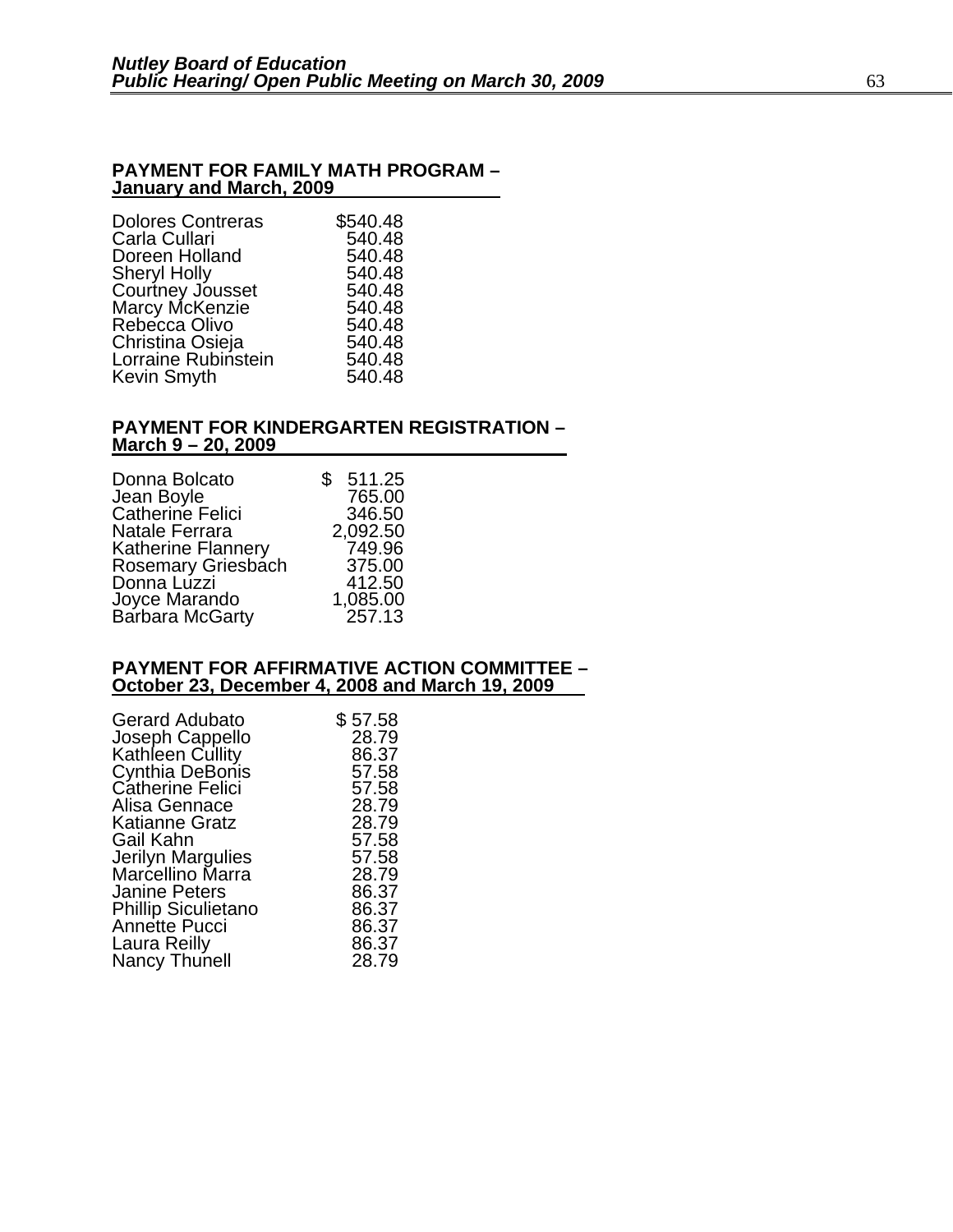**PAYMENT FOR FAMILY MATH PROGRAM – January and March, 2009**

| | |
|---|---|
| Dolores Contreras | $540.48 |
| Carla Cullari | 540.48 |
| Doreen Holland | 540.48 |
| Sheryl Holly | 540.48 |
| Courtney Jousset | 540.48 |
| Marcy McKenzie | 540.48 |
| Rebecca Olivo | 540.48 |
| Christina Osieja | 540.48 |
| Lorraine Rubinstein | 540.48 |
| Kevin Smyth | 540.48 |

**PAYMENT FOR KINDERGARTEN REGISTRATION – March 9 – 20, 2009**

| | |
|---|---|
| Donna Bolcato | $ 511.25 |
| Jean Boyle | 765.00 |
| Catherine Felici | 346.50 |
| Natale Ferrara | 2,092.50 |
| Katherine Flannery | 749.96 |
| Rosemary Griesbach | 375.00 |
| Donna Luzzi | 412.50 |
| Joyce Marando | 1,085.00 |
| Barbara McGarty | 257.13 |

**PAYMENT FOR AFFIRMATIVE ACTION COMMITTEE – October 23, December 4, 2008 and March 19, 2009**

| | |
|---|---|
| Gerard Adubato | $ 57.58 |
| Joseph Cappello | 28.79 |
| Kathleen Cullity | 86.37 |
| Cynthia DeBonis | 57.58 |
| Catherine Felici | 57.58 |
| Alisa Gennace | 28.79 |
| Katianne Gratz | 28.79 |
| Gail Kahn | 57.58 |
| Jerilyn Margulies | 57.58 |
| Marcellino Marra | 28.79 |
| Janine Peters | 86.37 |
| Phillip Siculietano | 86.37 |
| Annette Pucci | 86.37 |
| Laura Reilly | 86.37 |
| Nancy Thunell | 28.79 |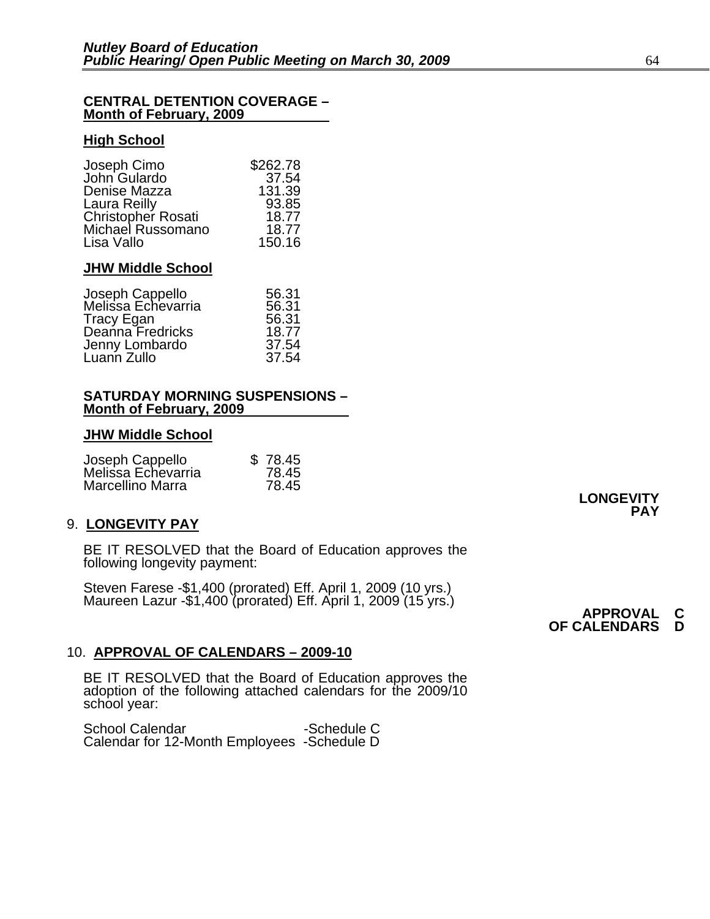**CENTRAL DETENTION COVERAGE – Month of February, 2009**

**High School**

| | |
|---|---|
| Joseph Cimo | $262.78 |
| John Gulardo | 37.54 |
| Denise Mazza | 131.39 |
| Laura Reilly | 93.85 |
| Christopher Rosati | 18.77 |
| Michael Russomano | 18.77 |
| Lisa Vallo | 150.16 |

**JHW Middle School**

| | |
|---|---|
| Joseph Cappello | 56.31 |
| Melissa Echevarria | 56.31 |
| Tracy Egan | 56.31 |
| Deanna Fredricks | 18.77 |
| Jenny Lombardo | 37.54 |
| Luann Zullo | 37.54 |

**SATURDAY MORNING SUSPENSIONS – Month of February, 2009**

**JHW Middle School**

| | |
|---|---|
| Joseph Cappello | $ 78.45 |
| Melissa Echevarria | 78.45 |
| Marcellino Marra | 78.45 |

**LONGEVITY PAY**

9. **LONGEVITY PAY**

BE IT RESOLVED that the Board of Education approves the following longevity payment:

Steven Farese -$1,400 (prorated) Eff. April 1, 2009 (10 yrs.)
Maureen Lazur -$1,400 (prorated) Eff. April 1, 2009 (15 yrs.)

**APPROVAL OF CALENDARS C D**

10. **APPROVAL OF CALENDARS – 2009-10**

BE IT RESOLVED that the Board of Education approves the adoption of the following attached calendars for the 2009/10 school year:

School Calendar -Schedule C
Calendar for 12-Month Employees -Schedule D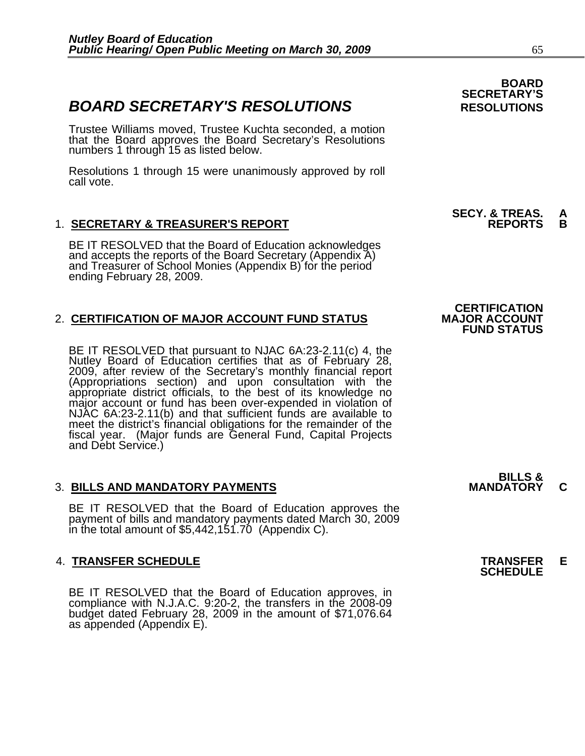## BOARD SECRETARY'S RESOLUTIONS

**BOARD SECRETARY'S RESOLUTIONS**

Trustee Williams moved, Trustee Kuchta seconded, a motion that the Board approves the Board Secretary's Resolutions numbers 1 through 15 as listed below.

Resolutions 1 through 15 were unanimously approved by roll call vote.

**SECY. & TREAS. REPORTS A B**

1. **SECRETARY & TREASURER'S REPORT**

BE IT RESOLVED that the Board of Education acknowledges and accepts the reports of the Board Secretary (Appendix A) and Treasurer of School Monies (Appendix B) for the period ending February 28, 2009.

**CERTIFICATION MAJOR ACCOUNT FUND STATUS**

2. **CERTIFICATION OF MAJOR ACCOUNT FUND STATUS**

BE IT RESOLVED that pursuant to NJAC 6A:23-2.11(c) 4, the Nutley Board of Education certifies that as of February 28, 2009, after review of the Secretary's monthly financial report (Appropriations section) and upon consultation with the appropriate district officials, to the best of its knowledge no major account or fund has been over-expended in violation of NJAC 6A:23-2.11(b) and that sufficient funds are available to meet the district's financial obligations for the remainder of the fiscal year. (Major funds are General Fund, Capital Projects and Debt Service.)

**BILLS & MANDATORY C**

3. **BILLS AND MANDATORY PAYMENTS**

BE IT RESOLVED that the Board of Education approves the payment of bills and mandatory payments dated March 30, 2009 in the total amount of $5,442,151.70 (Appendix C).

**TRANSFER SCHEDULE E**

4. **TRANSFER SCHEDULE**

BE IT RESOLVED that the Board of Education approves, in compliance with N.J.A.C. 9:20-2, the transfers in the 2008-09 budget dated February 28, 2009 in the amount of $71,076.64 as appended (Appendix E).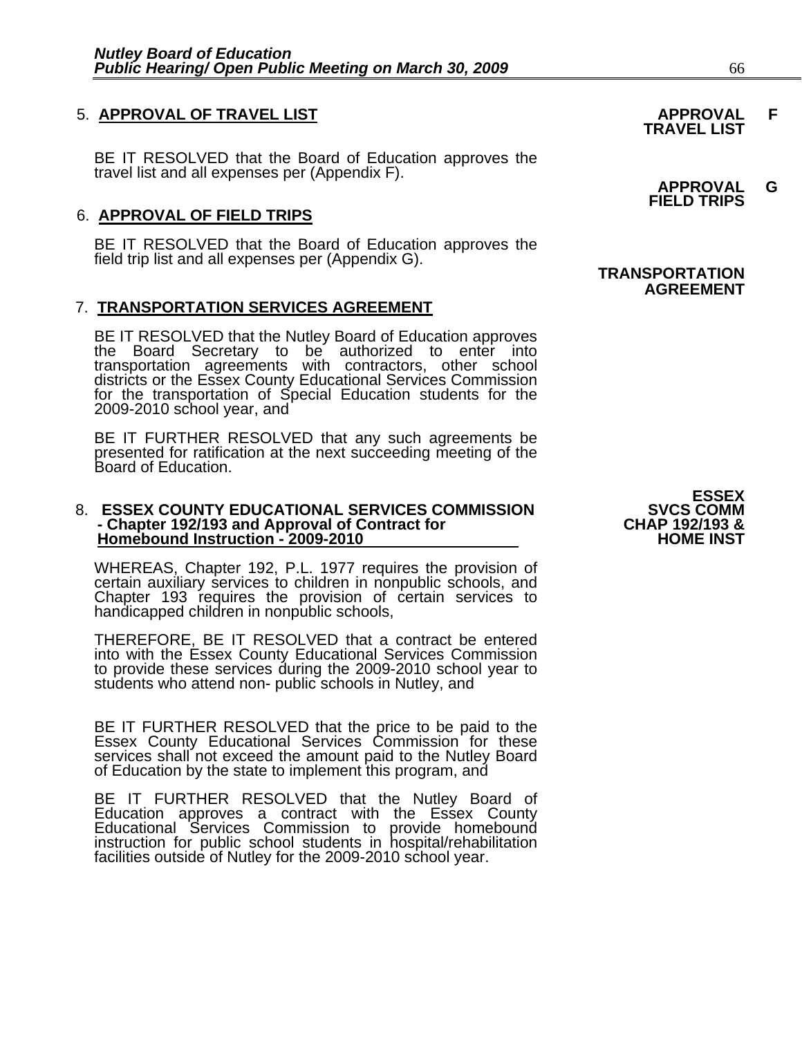5. **APPROVAL OF TRAVEL LIST**

**APPROVAL F TRAVEL LIST**

BE IT RESOLVED that the Board of Education approves the travel list and all expenses per (Appendix F).

**APPROVAL G FIELD TRIPS**

6. **APPROVAL OF FIELD TRIPS**

BE IT RESOLVED that the Board of Education approves the field trip list and all expenses per (Appendix G).

**TRANSPORTATION AGREEMENT**

7. **TRANSPORTATION SERVICES AGREEMENT**

BE IT RESOLVED that the Nutley Board of Education approves the Board Secretary to be authorized to enter into transportation agreements with contractors, other school districts or the Essex County Educational Services Commission for the transportation of Special Education students for the 2009-2010 school year, and

BE IT FURTHER RESOLVED that any such agreements be presented for ratification at the next succeeding meeting of the Board of Education.

**ESSEX SVCS COMM CHAP 192/193 & HOME INST**

8. **ESSEX COUNTY EDUCATIONAL SERVICES COMMISSION - Chapter 192/193 and Approval of Contract for Homebound Instruction - 2009-2010**

WHEREAS, Chapter 192, P.L. 1977 requires the provision of certain auxiliary services to children in nonpublic schools, and Chapter 193 requires the provision of certain services to handicapped children in nonpublic schools,

THEREFORE, BE IT RESOLVED that a contract be entered into with the Essex County Educational Services Commission to provide these services during the 2009-2010 school year to students who attend non- public schools in Nutley, and

BE IT FURTHER RESOLVED that the price to be paid to the Essex County Educational Services Commission for these services shall not exceed the amount paid to the Nutley Board of Education by the state to implement this program, and

BE IT FURTHER RESOLVED that the Nutley Board of Education approves a contract with the Essex County Educational Services Commission to provide homebound instruction for public school students in hospital/rehabilitation facilities outside of Nutley for the 2009-2010 school year.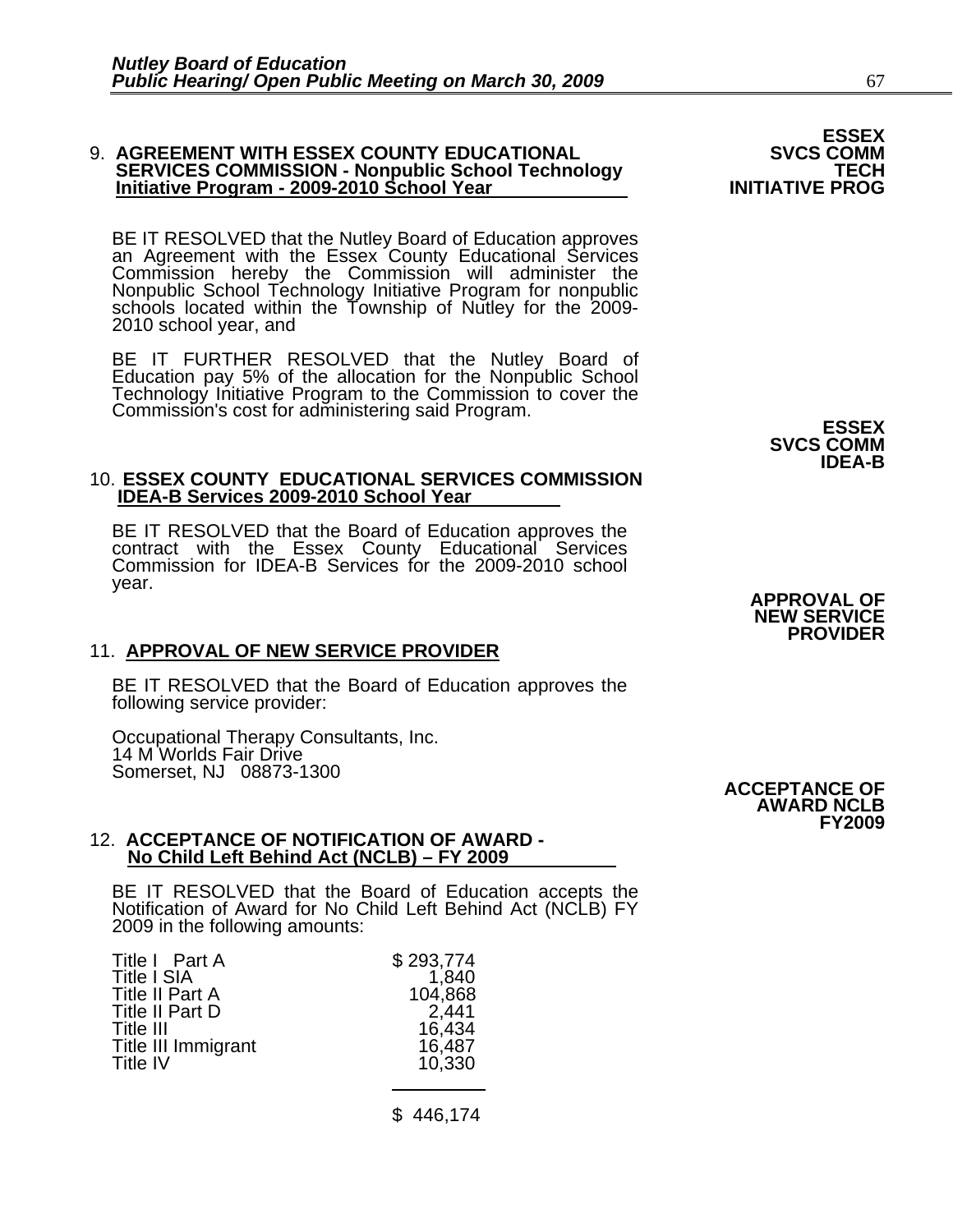**ESSEX SVCS COMM TECH INITIATIVE PROG**

9. **AGREEMENT WITH ESSEX COUNTY EDUCATIONAL SERVICES COMMISSION - Nonpublic School Technology Initiative Program - 2009-2010 School Year**

BE IT RESOLVED that the Nutley Board of Education approves an Agreement with the Essex County Educational Services Commission hereby the Commission will administer the Nonpublic School Technology Initiative Program for nonpublic schools located within the Township of Nutley for the 2009-2010 school year, and

BE IT FURTHER RESOLVED that the Nutley Board of Education pay 5% of the allocation for the Nonpublic School Technology Initiative Program to the Commission to cover the Commission's cost for administering said Program.

**ESSEX SVCS COMM IDEA-B**

10. **ESSEX COUNTY EDUCATIONAL SERVICES COMMISSION IDEA-B Services 2009-2010 School Year**

BE IT RESOLVED that the Board of Education approves the contract with the Essex County Educational Services Commission for IDEA-B Services for the 2009-2010 school year.

**APPROVAL OF NEW SERVICE PROVIDER**

11. **APPROVAL OF NEW SERVICE PROVIDER**

BE IT RESOLVED that the Board of Education approves the following service provider:

Occupational Therapy Consultants, Inc.
14 M Worlds Fair Drive
Somerset, NJ 08873-1300

**ACCEPTANCE OF AWARD NCLB FY2009**

12. **ACCEPTANCE OF NOTIFICATION OF AWARD - No Child Left Behind Act (NCLB) – FY 2009**

BE IT RESOLVED that the Board of Education accepts the Notification of Award for No Child Left Behind Act (NCLB) FY 2009 in the following amounts:

| | |
|---|---|
| Title I Part A | $ 293,774 |
| Title I SIA | 1,840 |
| Title II Part A | 104,868 |
| Title II Part D | 2,441 |
| Title III | 16,434 |
| Title III Immigrant | 16,487 |
| Title IV | 10,330 |
| | $ 446,174 |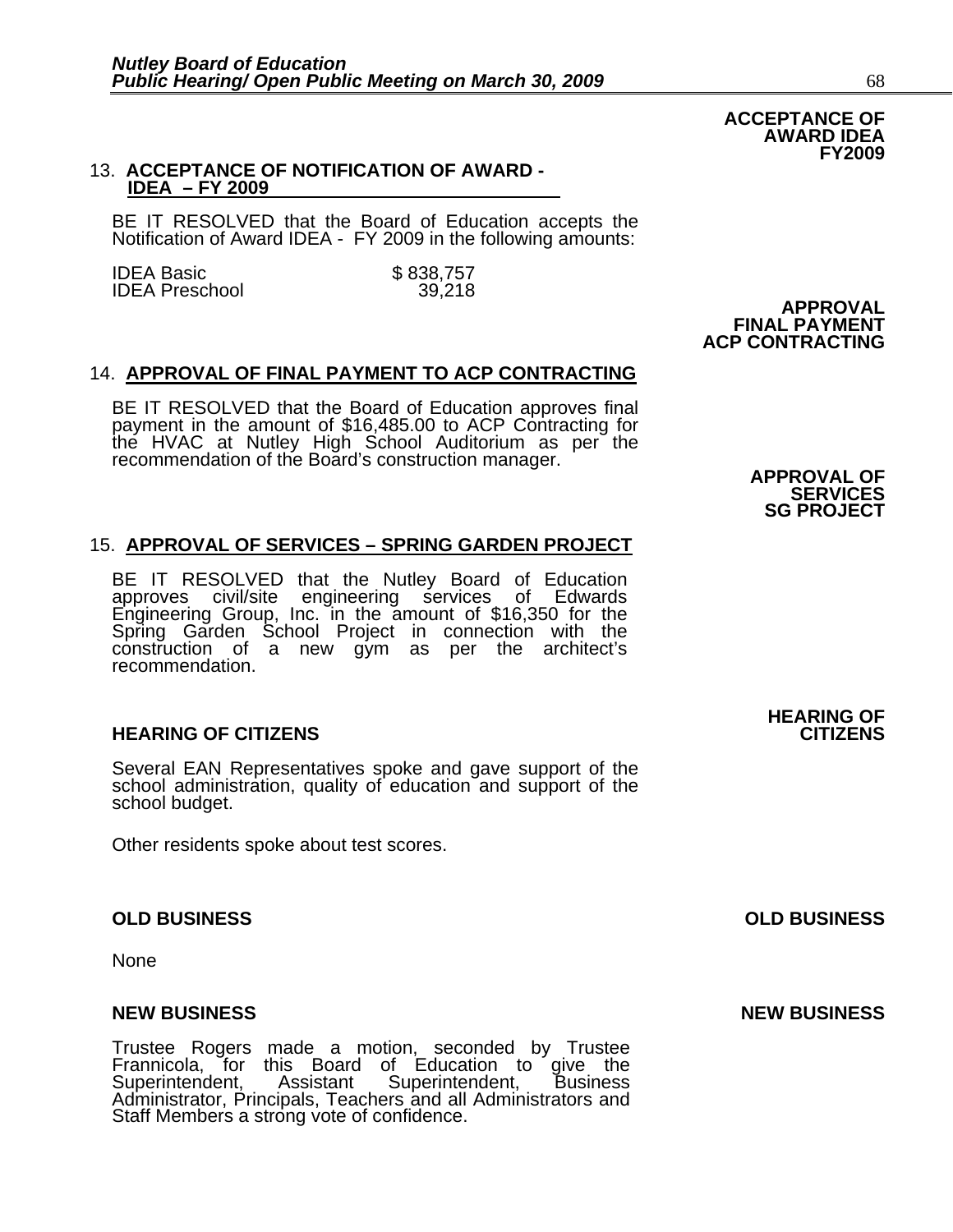**ACCEPTANCE OF AWARD IDEA FY2009**

13. **ACCEPTANCE OF NOTIFICATION OF AWARD - IDEA – FY 2009**

BE IT RESOLVED that the Board of Education accepts the Notification of Award IDEA - FY 2009 in the following amounts:

| | |
|---|---|
| IDEA Basic | $ 838,757 |
| IDEA Preschool | 39,218 |

**APPROVAL FINAL PAYMENT ACP CONTRACTING**

14. **APPROVAL OF FINAL PAYMENT TO ACP CONTRACTING**

BE IT RESOLVED that the Board of Education approves final payment in the amount of $16,485.00 to ACP Contracting for the HVAC at Nutley High School Auditorium as per the recommendation of the Board's construction manager.

**APPROVAL OF SERVICES SG PROJECT**

15. **APPROVAL OF SERVICES – SPRING GARDEN PROJECT**

BE IT RESOLVED that the Nutley Board of Education approves civil/site engineering services of Edwards Engineering Group, Inc. in the amount of $16,350 for the Spring Garden School Project in connection with the construction of a new gym as per the architect's recommendation.

**HEARING OF CITIZENS**

Several EAN Representatives spoke and gave support of the school administration, quality of education and support of the school budget.

Other residents spoke about test scores.

**OLD BUSINESS**

None

**NEW BUSINESS**

Trustee Rogers made a motion, seconded by Trustee Frannicola, for this Board of Education to give the Superintendent, Assistant Superintendent, Business Administrator, Principals, Teachers and all Administrators and Staff Members a strong vote of confidence.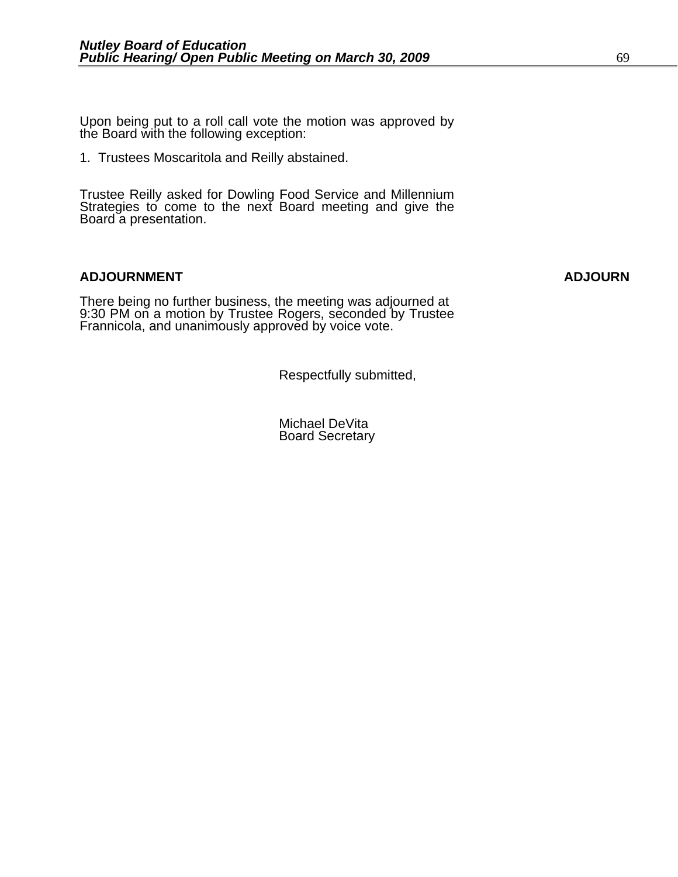Upon being put to a roll call vote the motion was approved by the Board with the following exception:

1. Trustees Moscaritola and Reilly abstained.

Trustee Reilly asked for Dowling Food Service and Millennium Strategies to come to the next Board meeting and give the Board a presentation.

**ADJOURNMENT** **ADJOURN**

There being no further business, the meeting was adjourned at 9:30 PM on a motion by Trustee Rogers, seconded by Trustee Frannicola, and unanimously approved by voice vote.

Respectfully submitted,

Michael DeVita
Board Secretary